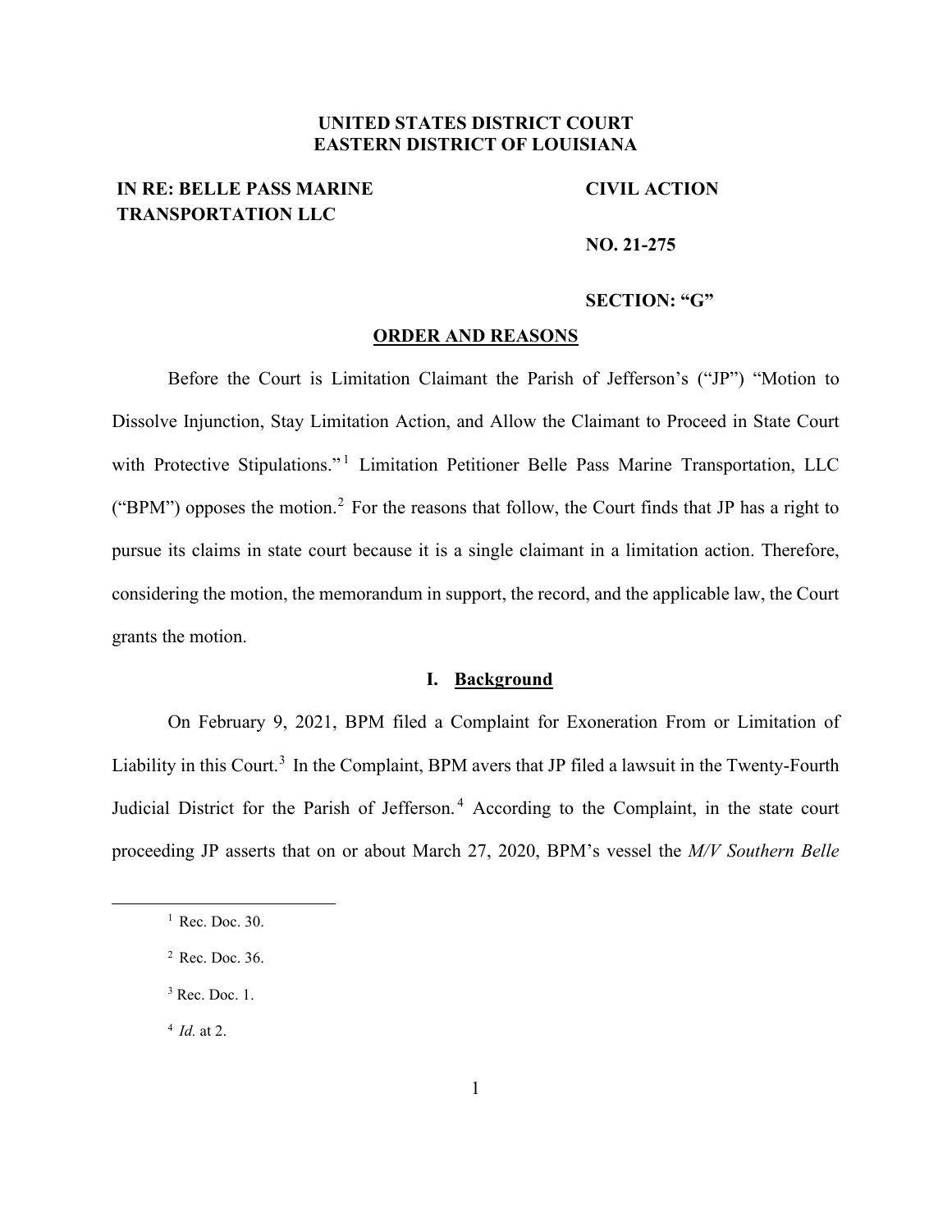**UNITED STATES DISTRICT COURT**
**EASTERN DISTRICT OF LOUISIANA**

| | |
|---|---|
| **IN RE: BELLE PASS MARINE TRANSPORTATION LLC** | **CIVIL ACTION** |
| | **NO. 21-275** |
| | **SECTION: "G"** |

**ORDER AND REASONS**

Before the Court is Limitation Claimant the Parish of Jefferson's ("JP") "Motion to Dissolve Injunction, Stay Limitation Action, and Allow the Claimant to Proceed in State Court with Protective Stipulations."[1] Limitation Petitioner Belle Pass Marine Transportation, LLC ("BPM") opposes the motion.[2] For the reasons that follow, the Court finds that JP has a right to pursue its claims in state court because it is a single claimant in a limitation action. Therefore, considering the motion, the memorandum in support, the record, and the applicable law, the Court grants the motion.

## I. Background

On February 9, 2021, BPM filed a Complaint for Exoneration From or Limitation of Liability in this Court.[3] In the Complaint, BPM avers that JP filed a lawsuit in the Twenty-Fourth Judicial District for the Parish of Jefferson.[4] According to the Complaint, in the state court proceeding JP asserts that on or about March 27, 2020, BPM's vessel the *M/V Southern Belle*

---

[1] Rec. Doc. 30.

[2] Rec. Doc. 36.

[3] Rec. Doc. 1.

[4] *Id.* at 2.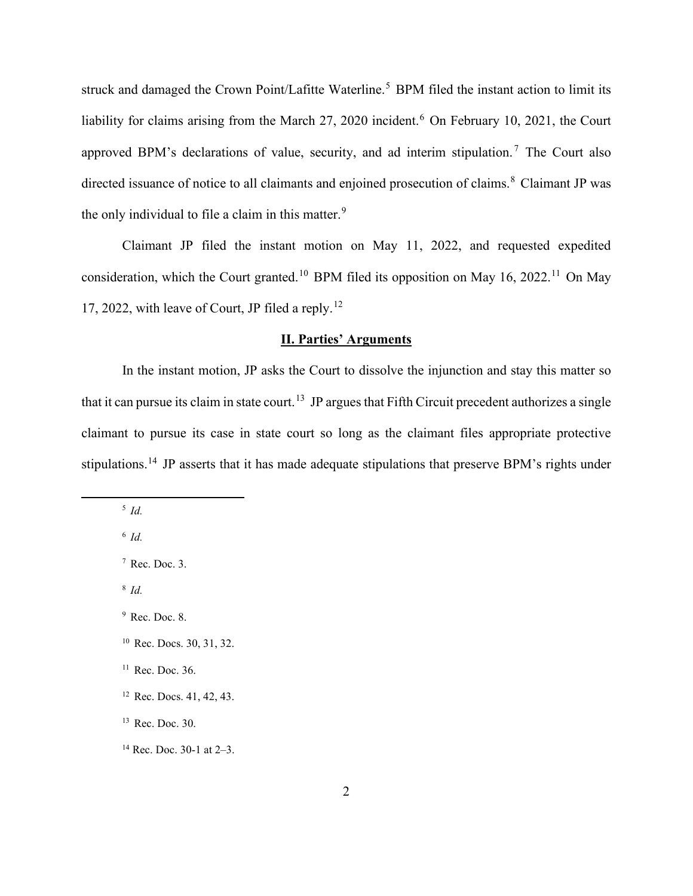struck and damaged the Crown Point/Lafitte Waterline.[5] BPM filed the instant action to limit its liability for claims arising from the March 27, 2020 incident.[6] On February 10, 2021, the Court approved BPM's declarations of value, security, and ad interim stipulation.[7] The Court also directed issuance of notice to all claimants and enjoined prosecution of claims.[8] Claimant JP was the only individual to file a claim in this matter.[9]

Claimant JP filed the instant motion on May 11, 2022, and requested expedited consideration, which the Court granted.[10] BPM filed its opposition on May 16, 2022.[11] On May 17, 2022, with leave of Court, JP filed a reply.[12]

## II. Parties' Arguments

In the instant motion, JP asks the Court to dissolve the injunction and stay this matter so that it can pursue its claim in state court.[13] JP argues that Fifth Circuit precedent authorizes a single claimant to pursue its case in state court so long as the claimant files appropriate protective stipulations.[14] JP asserts that it has made adequate stipulations that preserve BPM's rights under

---

[5] *Id.*

[6] *Id.*

[7] Rec. Doc. 3.

[8] *Id.*

[9] Rec. Doc. 8.

[10] Rec. Docs. 30, 31, 32.

[11] Rec. Doc. 36.

[12] Rec. Docs. 41, 42, 43.

[13] Rec. Doc. 30.

[14] Rec. Doc. 30-1 at 2–3.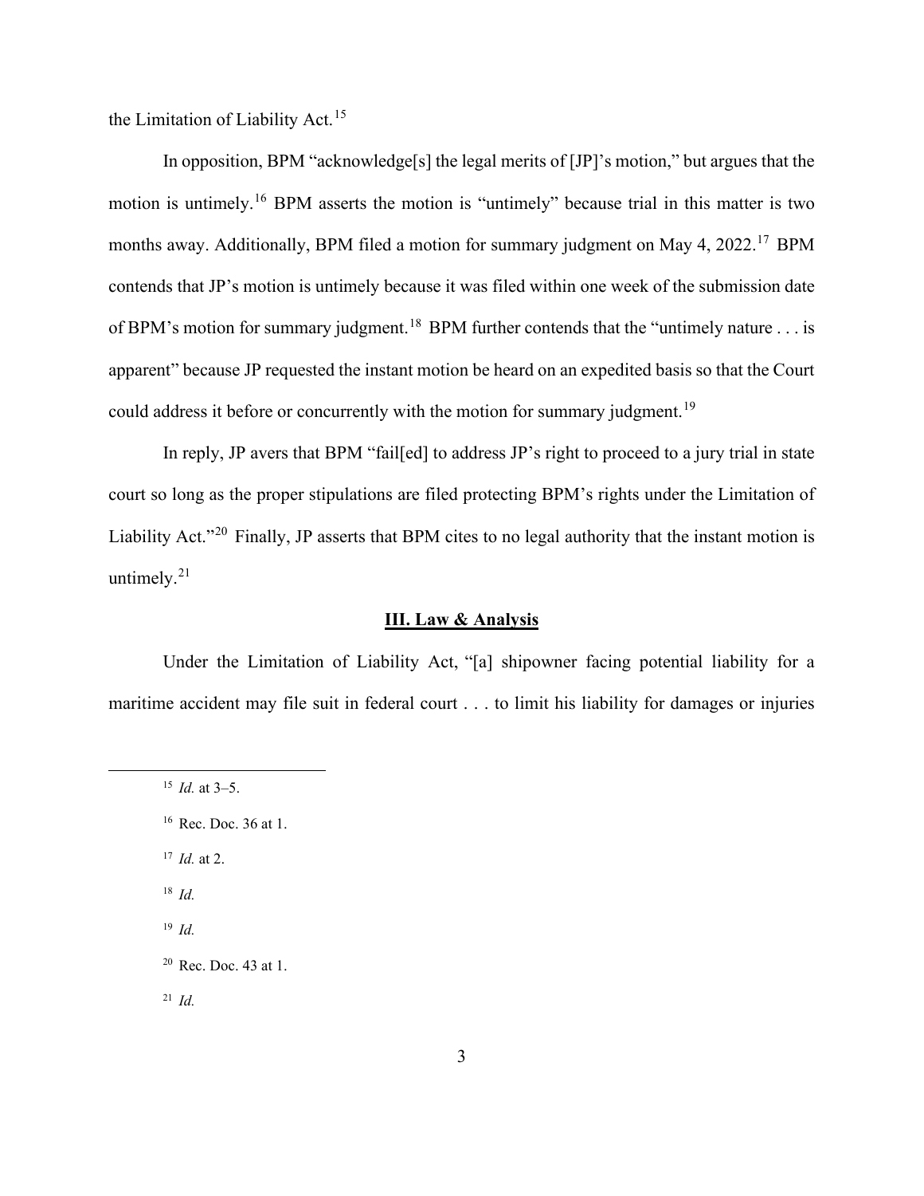the Limitation of Liability Act.[15]

In opposition, BPM "acknowledge[s] the legal merits of [JP]'s motion," but argues that the motion is untimely.[16] BPM asserts the motion is "untimely" because trial in this matter is two months away. Additionally, BPM filed a motion for summary judgment on May 4, 2022.[17] BPM contends that JP's motion is untimely because it was filed within one week of the submission date of BPM's motion for summary judgment.[18] BPM further contends that the "untimely nature . . . is apparent" because JP requested the instant motion be heard on an expedited basis so that the Court could address it before or concurrently with the motion for summary judgment.[19]

In reply, JP avers that BPM "fail[ed] to address JP's right to proceed to a jury trial in state court so long as the proper stipulations are filed protecting BPM's rights under the Limitation of Liability Act."[20] Finally, JP asserts that BPM cites to no legal authority that the instant motion is untimely.[21]

## III. Law & Analysis

Under the Limitation of Liability Act, "[a] shipowner facing potential liability for a maritime accident may file suit in federal court . . . to limit his liability for damages or injuries

---

[15] *Id.* at 3–5.

[16] Rec. Doc. 36 at 1.

[17] *Id.* at 2.

[18] *Id.*

[19] *Id.*

[20] Rec. Doc. 43 at 1.

[21] *Id.*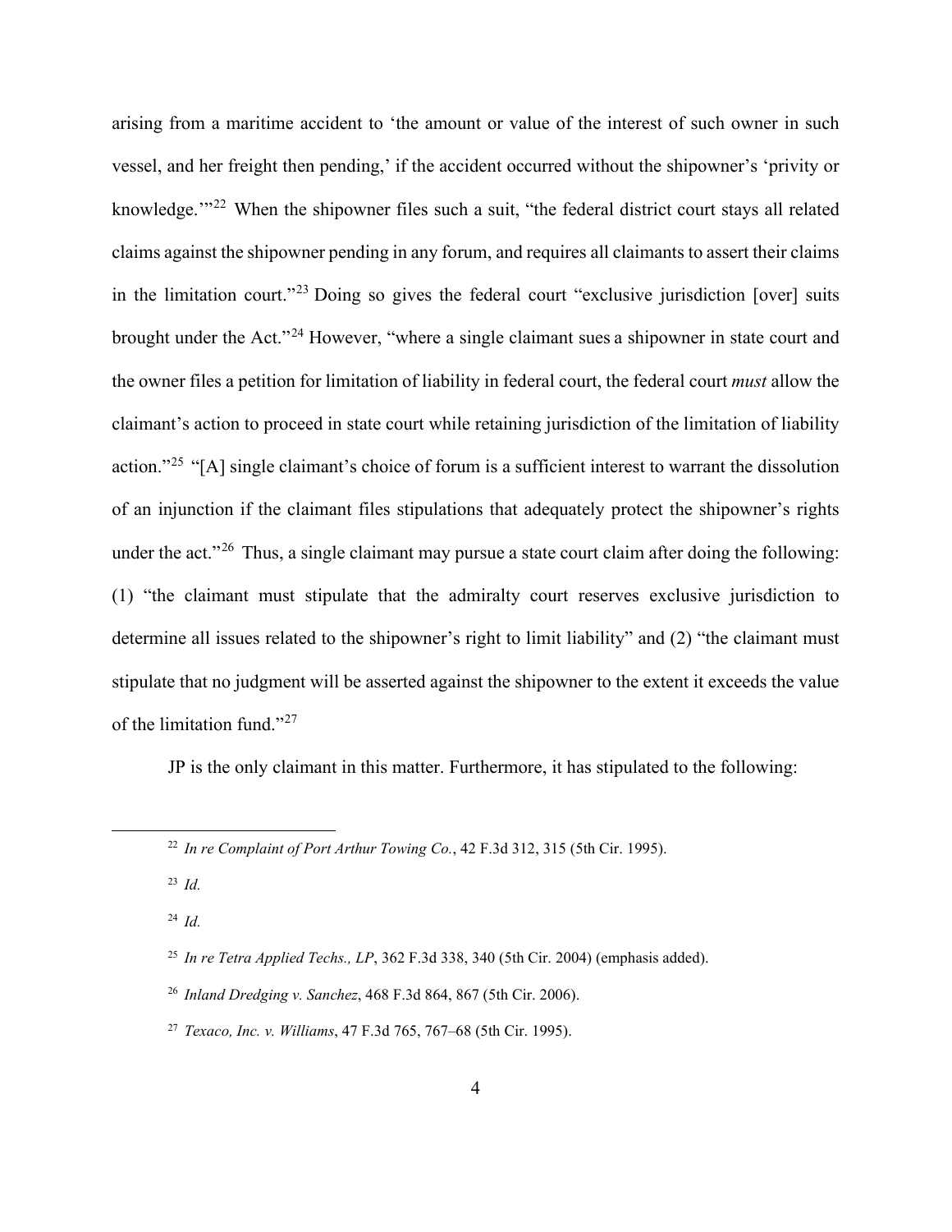arising from a maritime accident to 'the amount or value of the interest of such owner in such vessel, and her freight then pending,' if the accident occurred without the shipowner's 'privity or knowledge.'"[22] When the shipowner files such a suit, "the federal district court stays all related claims against the shipowner pending in any forum, and requires all claimants to assert their claims in the limitation court."[23] Doing so gives the federal court "exclusive jurisdiction [over] suits brought under the Act."[24] However, "where a single claimant sues a shipowner in state court and the owner files a petition for limitation of liability in federal court, the federal court *must* allow the claimant's action to proceed in state court while retaining jurisdiction of the limitation of liability action."[25] "[A] single claimant's choice of forum is a sufficient interest to warrant the dissolution of an injunction if the claimant files stipulations that adequately protect the shipowner's rights under the act."[26] Thus, a single claimant may pursue a state court claim after doing the following: (1) "the claimant must stipulate that the admiralty court reserves exclusive jurisdiction to determine all issues related to the shipowner's right to limit liability" and (2) "the claimant must stipulate that no judgment will be asserted against the shipowner to the extent it exceeds the value of the limitation fund."[27]

JP is the only claimant in this matter. Furthermore, it has stipulated to the following:

---

[22] *In re Complaint of Port Arthur Towing Co.*, 42 F.3d 312, 315 (5th Cir. 1995).

[23] *Id.*

[24] *Id.*

[25] *In re Tetra Applied Techs., LP*, 362 F.3d 338, 340 (5th Cir. 2004) (emphasis added).

[26] *Inland Dredging v. Sanchez*, 468 F.3d 864, 867 (5th Cir. 2006).

[27] *Texaco, Inc. v. Williams*, 47 F.3d 765, 767–68 (5th Cir. 1995).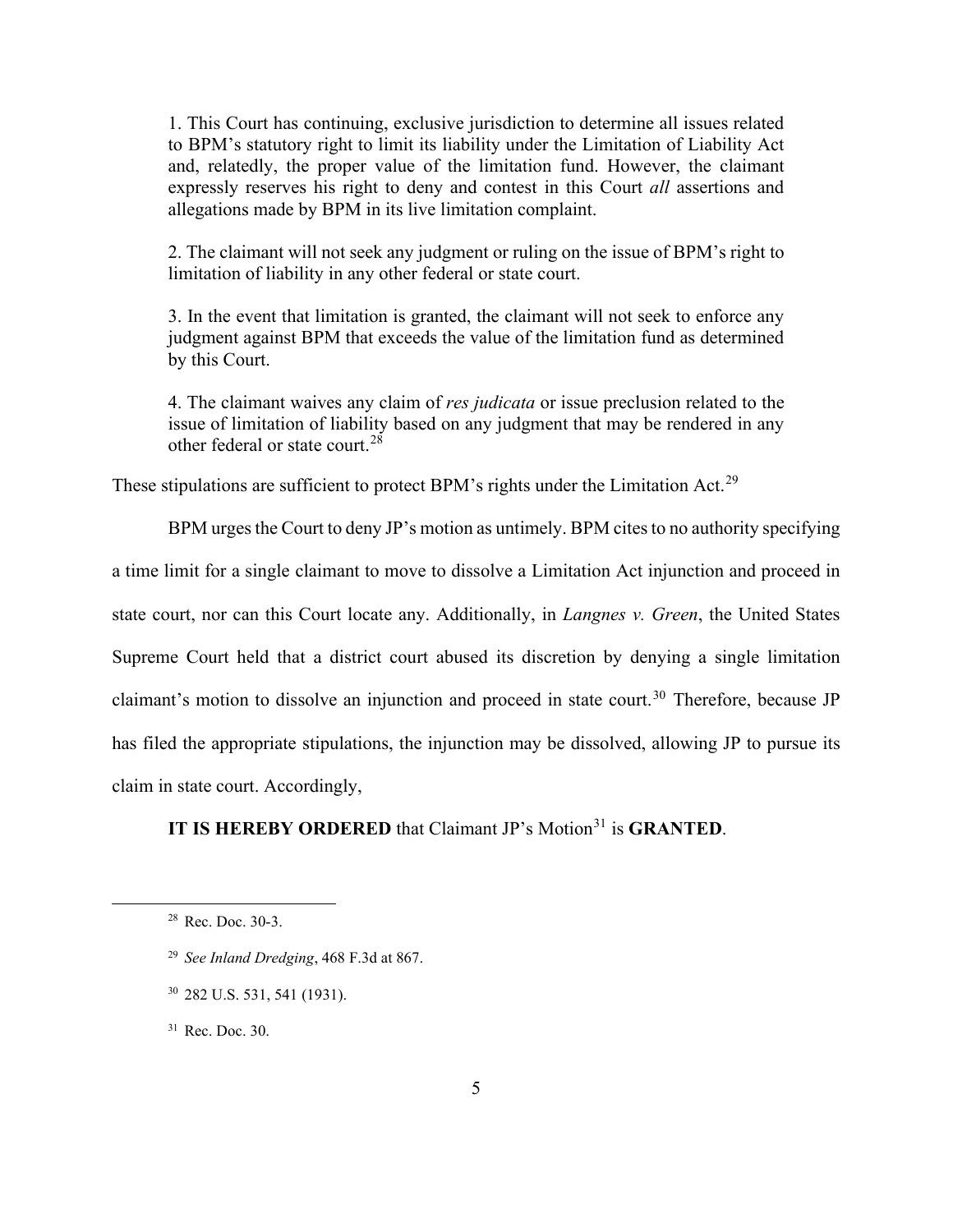> 1. This Court has continuing, exclusive jurisdiction to determine all issues related to BPM's statutory right to limit its liability under the Limitation of Liability Act and, relatedly, the proper value of the limitation fund. However, the claimant expressly reserves his right to deny and contest in this Court *all* assertions and allegations made by BPM in its live limitation complaint.
>
> 2. The claimant will not seek any judgment or ruling on the issue of BPM's right to limitation of liability in any other federal or state court.
>
> 3. In the event that limitation is granted, the claimant will not seek to enforce any judgment against BPM that exceeds the value of the limitation fund as determined by this Court.
>
> 4. The claimant waives any claim of *res judicata* or issue preclusion related to the issue of limitation of liability based on any judgment that may be rendered in any other federal or state court.[28]

These stipulations are sufficient to protect BPM's rights under the Limitation Act.[29]

BPM urges the Court to deny JP's motion as untimely. BPM cites to no authority specifying a time limit for a single claimant to move to dissolve a Limitation Act injunction and proceed in state court, nor can this Court locate any. Additionally, in *Langnes v. Green*, the United States Supreme Court held that a district court abused its discretion by denying a single limitation claimant's motion to dissolve an injunction and proceed in state court.[30] Therefore, because JP has filed the appropriate stipulations, the injunction may be dissolved, allowing JP to pursue its claim in state court. Accordingly,

**IT IS HEREBY ORDERED** that Claimant JP's Motion[31] is **GRANTED**.

---

[28] Rec. Doc. 30-3.

[29] *See Inland Dredging*, 468 F.3d at 867.

[30] 282 U.S. 531, 541 (1931).

[31] Rec. Doc. 30.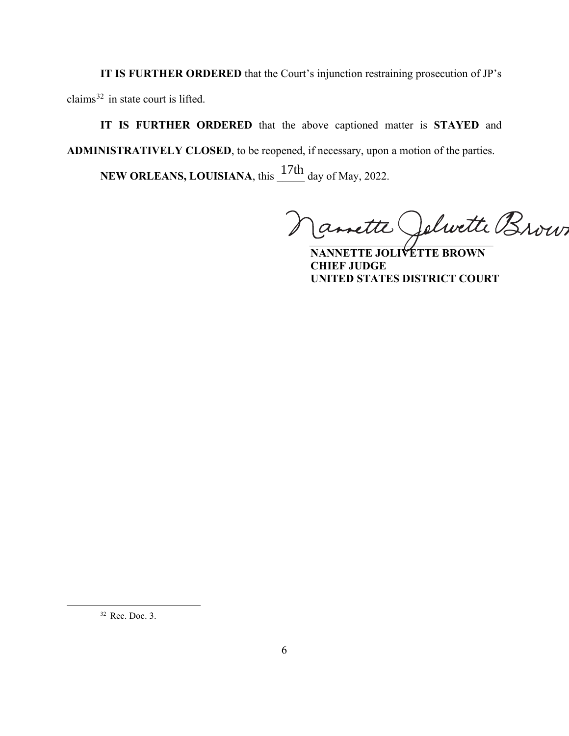**IT IS FURTHER ORDERED** that the Court's injunction restraining prosecution of JP's claims[32] in state court is lifted.

**IT IS FURTHER ORDERED** that the above captioned matter is **STAYED** and **ADMINISTRATIVELY CLOSED**, to be reopened, if necessary, upon a motion of the parties.

**NEW ORLEANS, LOUISIANA**, this 17th day of May, 2022.

Nannette Jolivette Brown

**NANNETTE JOLIVETTE BROWN**
**CHIEF JUDGE**
**UNITED STATES DISTRICT COURT**

---

[32] Rec. Doc. 3.